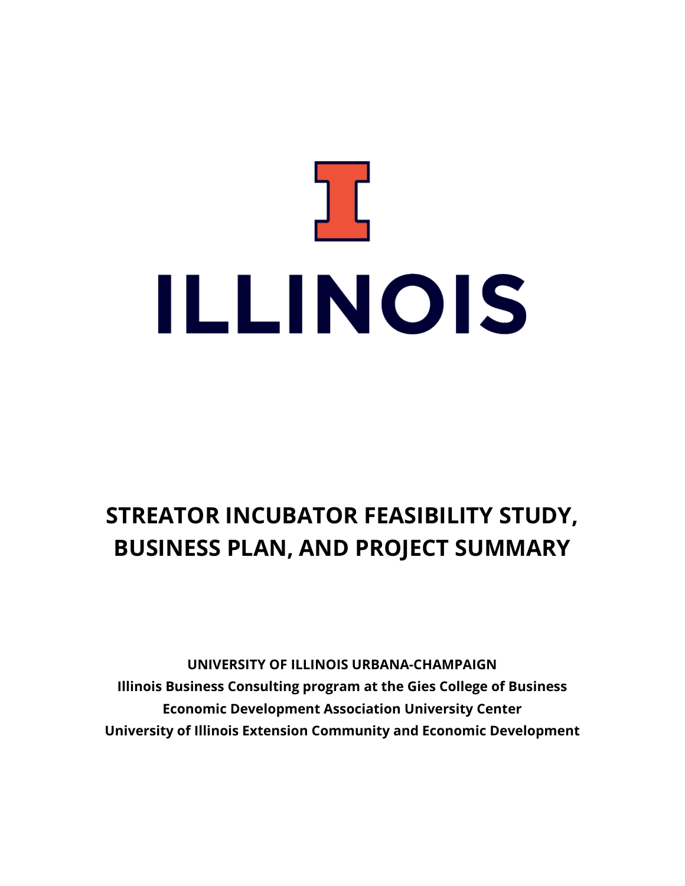ILLINOIS

# STREATOR INCUBATOR FEASIBILITY STUDY, BUSINESS PLAN, AND PROJECT SUMMARY

**UNIVERSITY OF ILLINOIS URBANA-CHAMPAIGN**

**Illinois Business Consulting program at the Gies College of Business**

**Economic Development Association University Center**

**University of Illinois Extension Community and Economic Development**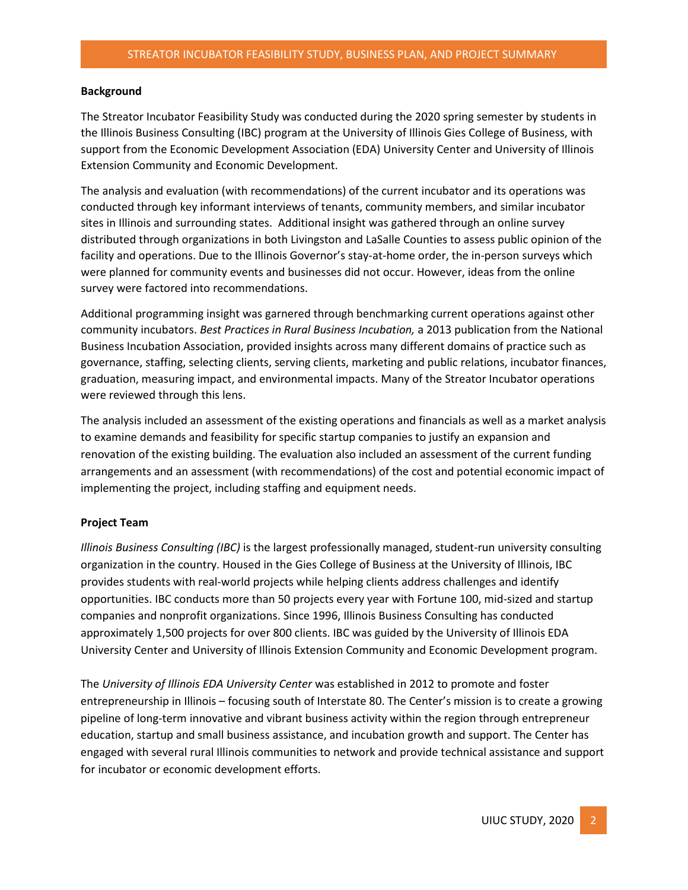**Background**

The Streator Incubator Feasibility Study was conducted during the 2020 spring semester by students in the Illinois Business Consulting (IBC) program at the University of Illinois Gies College of Business, with support from the Economic Development Association (EDA) University Center and University of Illinois Extension Community and Economic Development.

The analysis and evaluation (with recommendations) of the current incubator and its operations was conducted through key informant interviews of tenants, community members, and similar incubator sites in Illinois and surrounding states. Additional insight was gathered through an online survey distributed through organizations in both Livingston and LaSalle Counties to assess public opinion of the facility and operations. Due to the Illinois Governor's stay-at-home order, the in-person surveys which were planned for community events and businesses did not occur. However, ideas from the online survey were factored into recommendations.

Additional programming insight was garnered through benchmarking current operations against other community incubators. *Best Practices in Rural Business Incubation,* a 2013 publication from the National Business Incubation Association, provided insights across many different domains of practice such as governance, staffing, selecting clients, serving clients, marketing and public relations, incubator finances, graduation, measuring impact, and environmental impacts. Many of the Streator Incubator operations were reviewed through this lens.

The analysis included an assessment of the existing operations and financials as well as a market analysis to examine demands and feasibility for specific startup companies to justify an expansion and renovation of the existing building. The evaluation also included an assessment of the current funding arrangements and an assessment (with recommendations) of the cost and potential economic impact of implementing the project, including staffing and equipment needs.

**Project Team**

*Illinois Business Consulting (IBC)* is the largest professionally managed, student-run university consulting organization in the country. Housed in the Gies College of Business at the University of Illinois, IBC provides students with real-world projects while helping clients address challenges and identify opportunities. IBC conducts more than 50 projects every year with Fortune 100, mid-sized and startup companies and nonprofit organizations. Since 1996, Illinois Business Consulting has conducted approximately 1,500 projects for over 800 clients. IBC was guided by the University of Illinois EDA University Center and University of Illinois Extension Community and Economic Development program.

The *University of Illinois EDA University Center* was established in 2012 to promote and foster entrepreneurship in Illinois – focusing south of Interstate 80. The Center's mission is to create a growing pipeline of long-term innovative and vibrant business activity within the region through entrepreneur education, startup and small business assistance, and incubation growth and support. The Center has engaged with several rural Illinois communities to network and provide technical assistance and support for incubator or economic development efforts.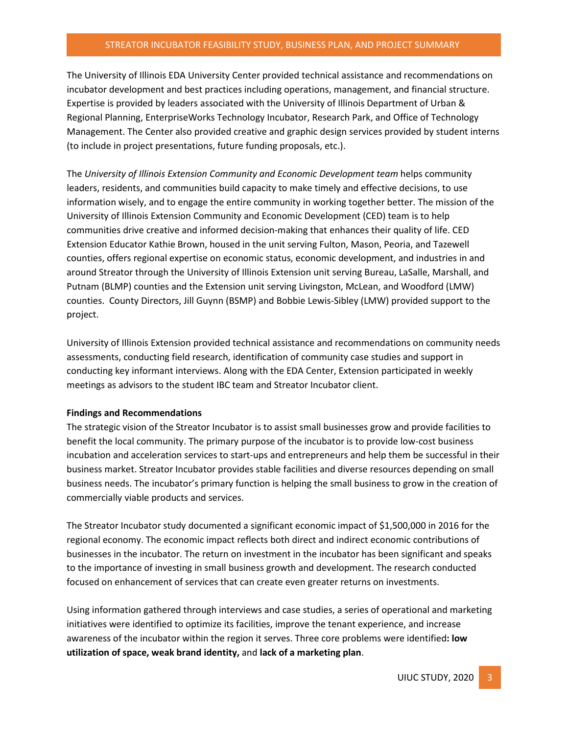The University of Illinois EDA University Center provided technical assistance and recommendations on incubator development and best practices including operations, management, and financial structure. Expertise is provided by leaders associated with the University of Illinois Department of Urban & Regional Planning, EnterpriseWorks Technology Incubator, Research Park, and Office of Technology Management. The Center also provided creative and graphic design services provided by student interns (to include in project presentations, future funding proposals, etc.).

The *University of Illinois Extension Community and Economic Development team* helps community leaders, residents, and communities build capacity to make timely and effective decisions, to use information wisely, and to engage the entire community in working together better. The mission of the University of Illinois Extension Community and Economic Development (CED) team is to help communities drive creative and informed decision-making that enhances their quality of life. CED Extension Educator Kathie Brown, housed in the unit serving Fulton, Mason, Peoria, and Tazewell counties, offers regional expertise on economic status, economic development, and industries in and around Streator through the University of Illinois Extension unit serving Bureau, LaSalle, Marshall, and Putnam (BLMP) counties and the Extension unit serving Livingston, McLean, and Woodford (LMW) counties. County Directors, Jill Guynn (BSMP) and Bobbie Lewis-Sibley (LMW) provided support to the project.

University of Illinois Extension provided technical assistance and recommendations on community needs assessments, conducting field research, identification of community case studies and support in conducting key informant interviews. Along with the EDA Center, Extension participated in weekly meetings as advisors to the student IBC team and Streator Incubator client.

**Findings and Recommendations**

The strategic vision of the Streator Incubator is to assist small businesses grow and provide facilities to benefit the local community. The primary purpose of the incubator is to provide low-cost business incubation and acceleration services to start-ups and entrepreneurs and help them be successful in their business market. Streator Incubator provides stable facilities and diverse resources depending on small business needs. The incubator's primary function is helping the small business to grow in the creation of commercially viable products and services.

The Streator Incubator study documented a significant economic impact of $1,500,000 in 2016 for the regional economy. The economic impact reflects both direct and indirect economic contributions of businesses in the incubator. The return on investment in the incubator has been significant and speaks to the importance of investing in small business growth and development. The research conducted focused on enhancement of services that can create even greater returns on investments.

Using information gathered through interviews and case studies, a series of operational and marketing initiatives were identified to optimize its facilities, improve the tenant experience, and increase awareness of the incubator within the region it serves. Three core problems were identified**: low utilization of space, weak brand identity,** and **lack of a marketing plan**.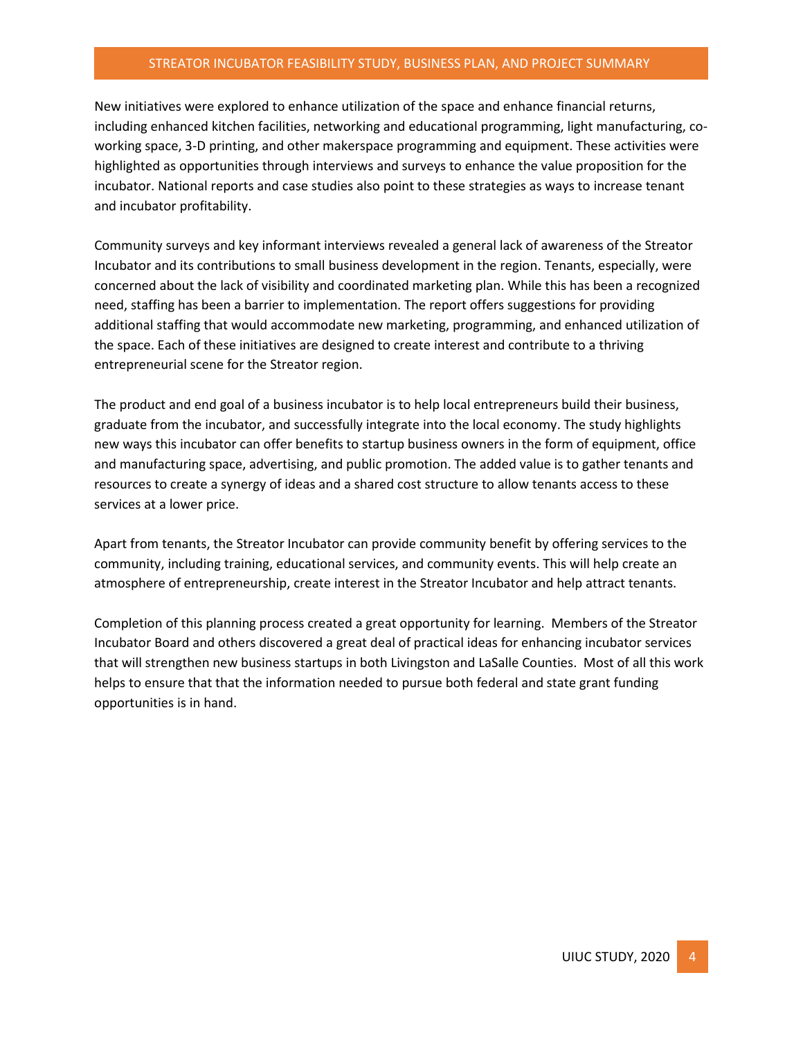New initiatives were explored to enhance utilization of the space and enhance financial returns, including enhanced kitchen facilities, networking and educational programming, light manufacturing, co-working space, 3-D printing, and other makerspace programming and equipment. These activities were highlighted as opportunities through interviews and surveys to enhance the value proposition for the incubator. National reports and case studies also point to these strategies as ways to increase tenant and incubator profitability.

Community surveys and key informant interviews revealed a general lack of awareness of the Streator Incubator and its contributions to small business development in the region. Tenants, especially, were concerned about the lack of visibility and coordinated marketing plan. While this has been a recognized need, staffing has been a barrier to implementation. The report offers suggestions for providing additional staffing that would accommodate new marketing, programming, and enhanced utilization of the space. Each of these initiatives are designed to create interest and contribute to a thriving entrepreneurial scene for the Streator region.

The product and end goal of a business incubator is to help local entrepreneurs build their business, graduate from the incubator, and successfully integrate into the local economy. The study highlights new ways this incubator can offer benefits to startup business owners in the form of equipment, office and manufacturing space, advertising, and public promotion. The added value is to gather tenants and resources to create a synergy of ideas and a shared cost structure to allow tenants access to these services at a lower price.

Apart from tenants, the Streator Incubator can provide community benefit by offering services to the community, including training, educational services, and community events. This will help create an atmosphere of entrepreneurship, create interest in the Streator Incubator and help attract tenants.

Completion of this planning process created a great opportunity for learning. Members of the Streator Incubator Board and others discovered a great deal of practical ideas for enhancing incubator services that will strengthen new business startups in both Livingston and LaSalle Counties. Most of all this work helps to ensure that that the information needed to pursue both federal and state grant funding opportunities is in hand.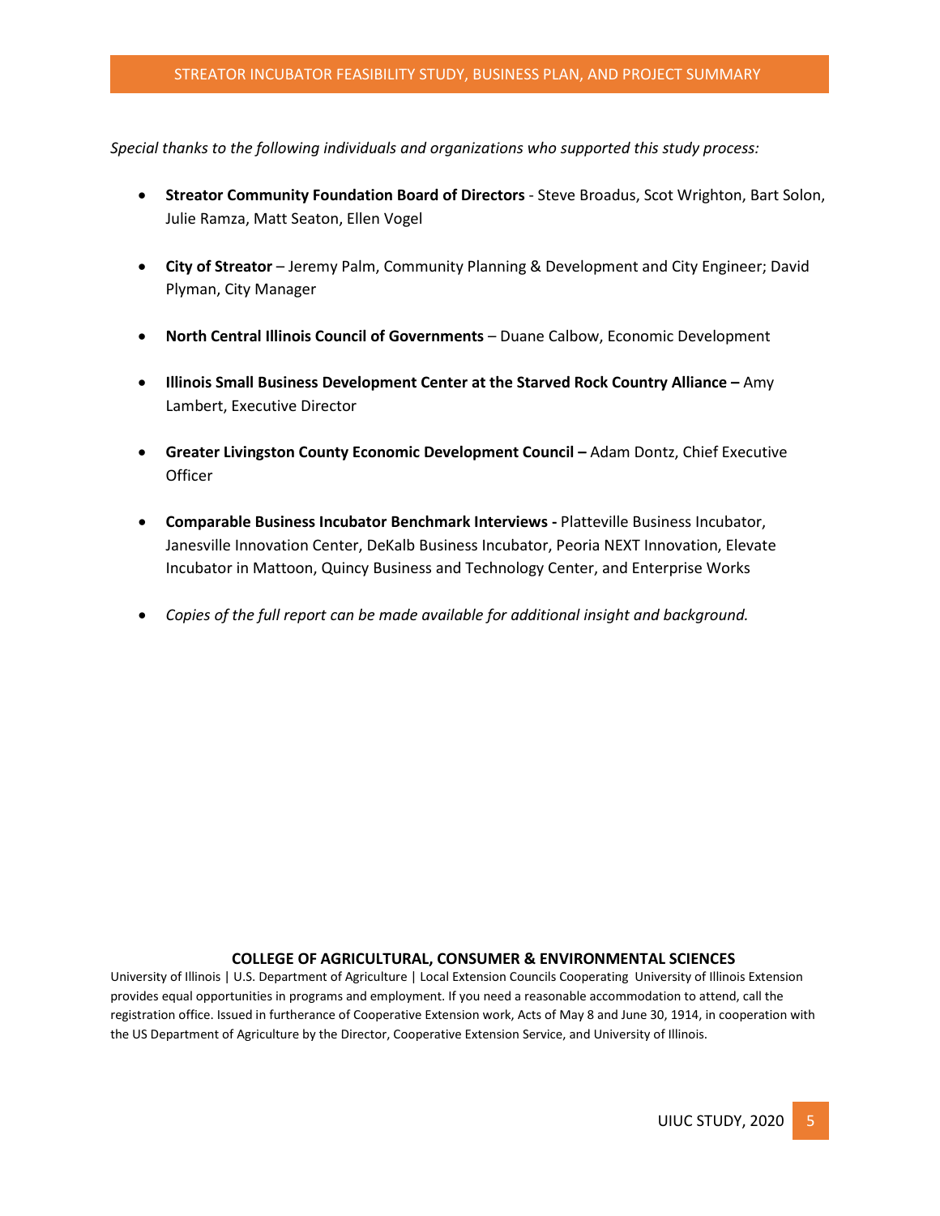*Special thanks to the following individuals and organizations who supported this study process:*

- **Streator Community Foundation Board of Directors** - Steve Broadus, Scot Wrighton, Bart Solon, Julie Ramza, Matt Seaton, Ellen Vogel
- **City of Streator** – Jeremy Palm, Community Planning & Development and City Engineer; David Plyman, City Manager
- **North Central Illinois Council of Governments** – Duane Calbow, Economic Development
- **Illinois Small Business Development Center at the Starved Rock Country Alliance –** Amy Lambert, Executive Director
- **Greater Livingston County Economic Development Council –** Adam Dontz, Chief Executive Officer
- **Comparable Business Incubator Benchmark Interviews -** Platteville Business Incubator, Janesville Innovation Center, DeKalb Business Incubator, Peoria NEXT Innovation, Elevate Incubator in Mattoon, Quincy Business and Technology Center, and Enterprise Works
- *Copies of the full report can be made available for additional insight and background.*

**COLLEGE OF AGRICULTURAL, CONSUMER & ENVIRONMENTAL SCIENCES**

University of Illinois | U.S. Department of Agriculture | Local Extension Councils Cooperating University of Illinois Extension provides equal opportunities in programs and employment. If you need a reasonable accommodation to attend, call the registration office. Issued in furtherance of Cooperative Extension work, Acts of May 8 and June 30, 1914, in cooperation with the US Department of Agriculture by the Director, Cooperative Extension Service, and University of Illinois.